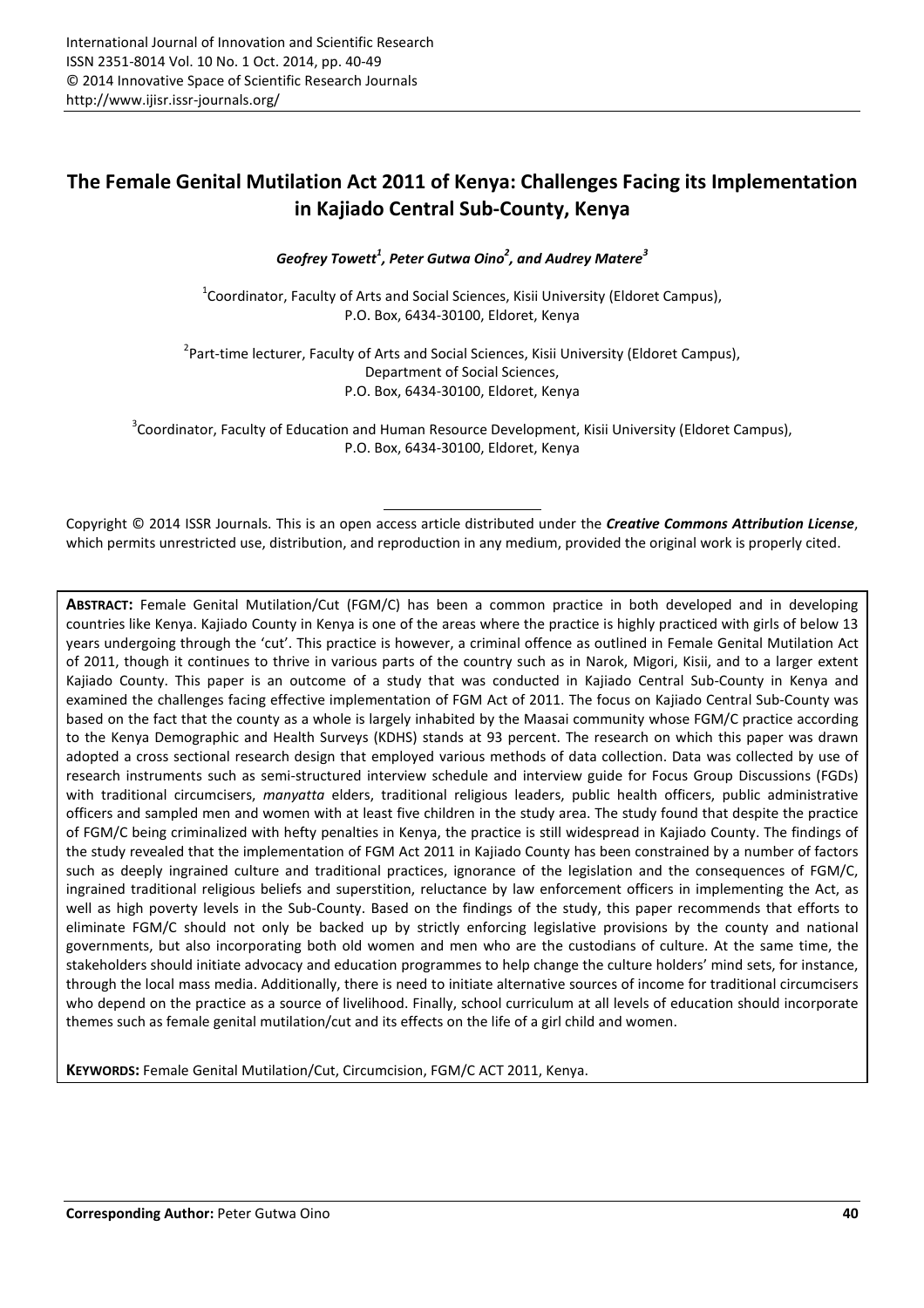# The Female Genital Mutilation Act 2011 of Kenya: Challenges Facing its Implementation in Kajiado Central Sub-County, Kenya

***Geofrey Towett[1], Peter Gutwa Oino[2], and Audrey Matere[3]***

[1]Coordinator, Faculty of Arts and Social Sciences, Kisii University (Eldoret Campus), P.O. Box, 6434-30100, Eldoret, Kenya

[2]Part-time lecturer, Faculty of Arts and Social Sciences, Kisii University (Eldoret Campus), Department of Social Sciences, P.O. Box, 6434-30100, Eldoret, Kenya

[3]Coordinator, Faculty of Education and Human Resource Development, Kisii University (Eldoret Campus), P.O. Box, 6434-30100, Eldoret, Kenya

Copyright © 2014 ISSR Journals. This is an open access article distributed under the ***Creative Commons Attribution License***, which permits unrestricted use, distribution, and reproduction in any medium, provided the original work is properly cited.

**ABSTRACT:** Female Genital Mutilation/Cut (FGM/C) has been a common practice in both developed and in developing countries like Kenya. Kajiado County in Kenya is one of the areas where the practice is highly practiced with girls of below 13 years undergoing through the 'cut'. This practice is however, a criminal offence as outlined in Female Genital Mutilation Act of 2011, though it continues to thrive in various parts of the country such as in Narok, Migori, Kisii, and to a larger extent Kajiado County. This paper is an outcome of a study that was conducted in Kajiado Central Sub-County in Kenya and examined the challenges facing effective implementation of FGM Act of 2011. The focus on Kajiado Central Sub-County was based on the fact that the county as a whole is largely inhabited by the Maasai community whose FGM/C practice according to the Kenya Demographic and Health Surveys (KDHS) stands at 93 percent. The research on which this paper was drawn adopted a cross sectional research design that employed various methods of data collection. Data was collected by use of research instruments such as semi-structured interview schedule and interview guide for Focus Group Discussions (FGDs) with traditional circumcisers, *manyatta* elders, traditional religious leaders, public health officers, public administrative officers and sampled men and women with at least five children in the study area. The study found that despite the practice of FGM/C being criminalized with hefty penalties in Kenya, the practice is still widespread in Kajiado County. The findings of the study revealed that the implementation of FGM Act 2011 in Kajiado County has been constrained by a number of factors such as deeply ingrained culture and traditional practices, ignorance of the legislation and the consequences of FGM/C, ingrained traditional religious beliefs and superstition, reluctance by law enforcement officers in implementing the Act, as well as high poverty levels in the Sub-County. Based on the findings of the study, this paper recommends that efforts to eliminate FGM/C should not only be backed up by strictly enforcing legislative provisions by the county and national governments, but also incorporating both old women and men who are the custodians of culture. At the same time, the stakeholders should initiate advocacy and education programmes to help change the culture holders' mind sets, for instance, through the local mass media. Additionally, there is need to initiate alternative sources of income for traditional circumcisers who depend on the practice as a source of livelihood. Finally, school curriculum at all levels of education should incorporate themes such as female genital mutilation/cut and its effects on the life of a girl child and women.

**KEYWORDS:** Female Genital Mutilation/Cut, Circumcision, FGM/C ACT 2011, Kenya.

**Corresponding Author:** Peter Gutwa Oino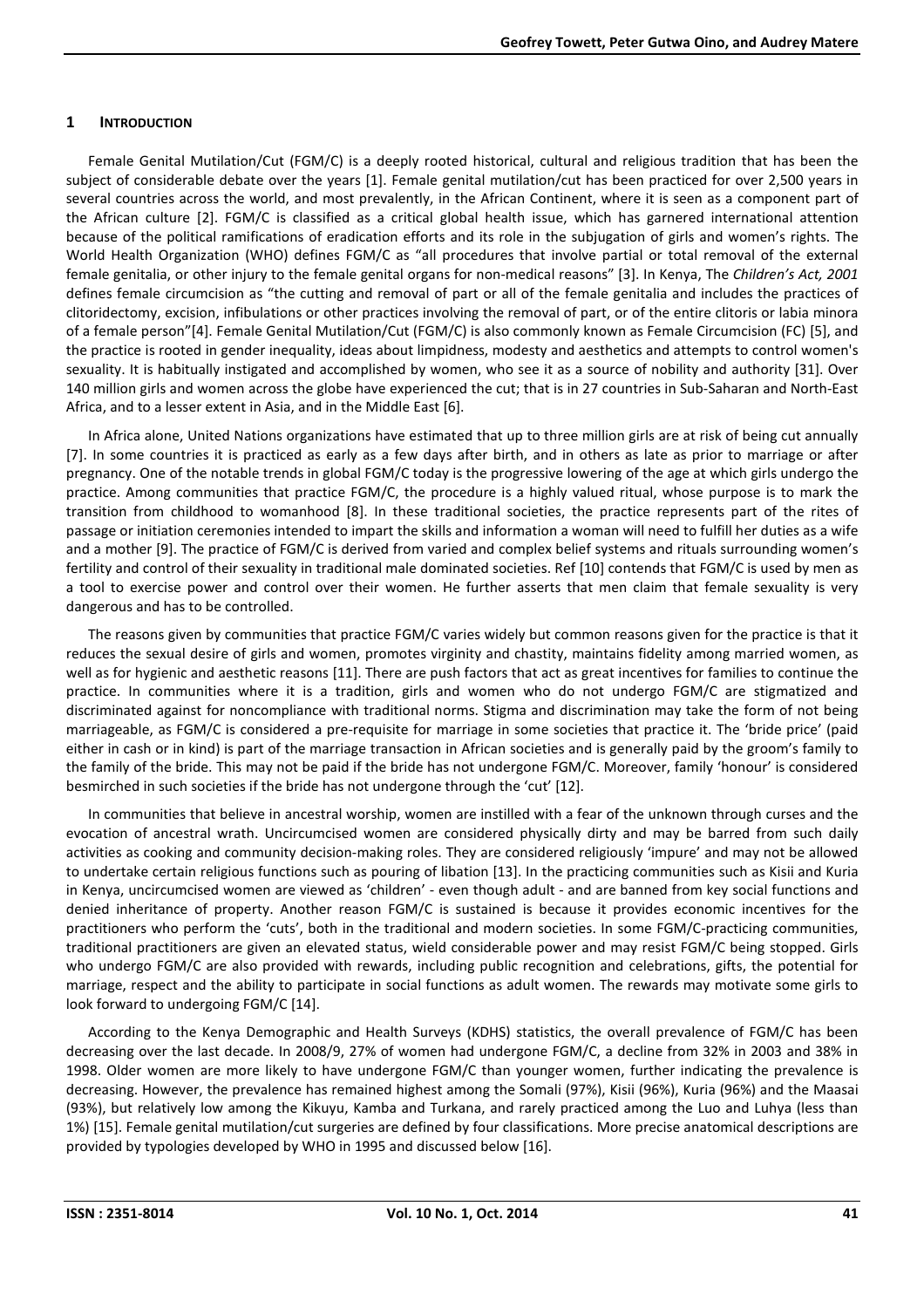## 1 INTRODUCTION

Female Genital Mutilation/Cut (FGM/C) is a deeply rooted historical, cultural and religious tradition that has been the subject of considerable debate over the years [1]. Female genital mutilation/cut has been practiced for over 2,500 years in several countries across the world, and most prevalently, in the African Continent, where it is seen as a component part of the African culture [2]. FGM/C is classified as a critical global health issue, which has garnered international attention because of the political ramifications of eradication efforts and its role in the subjugation of girls and women's rights. The World Health Organization (WHO) defines FGM/C as "all procedures that involve partial or total removal of the external female genitalia, or other injury to the female genital organs for non-medical reasons" [3]. In Kenya, The *Children's Act, 2001* defines female circumcision as "the cutting and removal of part or all of the female genitalia and includes the practices of clitoridectomy, excision, infibulations or other practices involving the removal of part, or of the entire clitoris or labia minora of a female person"[4]. Female Genital Mutilation/Cut (FGM/C) is also commonly known as Female Circumcision (FC) [5], and the practice is rooted in gender inequality, ideas about limpidness, modesty and aesthetics and attempts to control women's sexuality. It is habitually instigated and accomplished by women, who see it as a source of nobility and authority [31]. Over 140 million girls and women across the globe have experienced the cut; that is in 27 countries in Sub-Saharan and North-East Africa, and to a lesser extent in Asia, and in the Middle East [6].

In Africa alone, United Nations organizations have estimated that up to three million girls are at risk of being cut annually [7]. In some countries it is practiced as early as a few days after birth, and in others as late as prior to marriage or after pregnancy. One of the notable trends in global FGM/C today is the progressive lowering of the age at which girls undergo the practice. Among communities that practice FGM/C, the procedure is a highly valued ritual, whose purpose is to mark the transition from childhood to womanhood [8]. In these traditional societies, the practice represents part of the rites of passage or initiation ceremonies intended to impart the skills and information a woman will need to fulfill her duties as a wife and a mother [9]. The practice of FGM/C is derived from varied and complex belief systems and rituals surrounding women's fertility and control of their sexuality in traditional male dominated societies. Ref [10] contends that FGM/C is used by men as a tool to exercise power and control over their women. He further asserts that men claim that female sexuality is very dangerous and has to be controlled.

The reasons given by communities that practice FGM/C varies widely but common reasons given for the practice is that it reduces the sexual desire of girls and women, promotes virginity and chastity, maintains fidelity among married women, as well as for hygienic and aesthetic reasons [11]. There are push factors that act as great incentives for families to continue the practice. In communities where it is a tradition, girls and women who do not undergo FGM/C are stigmatized and discriminated against for noncompliance with traditional norms. Stigma and discrimination may take the form of not being marriageable, as FGM/C is considered a pre-requisite for marriage in some societies that practice it. The 'bride price' (paid either in cash or in kind) is part of the marriage transaction in African societies and is generally paid by the groom's family to the family of the bride. This may not be paid if the bride has not undergone FGM/C. Moreover, family 'honour' is considered besmirched in such societies if the bride has not undergone through the 'cut' [12].

In communities that believe in ancestral worship, women are instilled with a fear of the unknown through curses and the evocation of ancestral wrath. Uncircumcised women are considered physically dirty and may be barred from such daily activities as cooking and community decision-making roles. They are considered religiously 'impure' and may not be allowed to undertake certain religious functions such as pouring of libation [13]. In the practicing communities such as Kisii and Kuria in Kenya, uncircumcised women are viewed as 'children' - even though adult - and are banned from key social functions and denied inheritance of property. Another reason FGM/C is sustained is because it provides economic incentives for the practitioners who perform the 'cuts', both in the traditional and modern societies. In some FGM/C-practicing communities, traditional practitioners are given an elevated status, wield considerable power and may resist FGM/C being stopped. Girls who undergo FGM/C are also provided with rewards, including public recognition and celebrations, gifts, the potential for marriage, respect and the ability to participate in social functions as adult women. The rewards may motivate some girls to look forward to undergoing FGM/C [14].

According to the Kenya Demographic and Health Surveys (KDHS) statistics, the overall prevalence of FGM/C has been decreasing over the last decade. In 2008/9, 27% of women had undergone FGM/C, a decline from 32% in 2003 and 38% in 1998. Older women are more likely to have undergone FGM/C than younger women, further indicating the prevalence is decreasing. However, the prevalence has remained highest among the Somali (97%), Kisii (96%), Kuria (96%) and the Maasai (93%), but relatively low among the Kikuyu, Kamba and Turkana, and rarely practiced among the Luo and Luhya (less than 1%) [15]. Female genital mutilation/cut surgeries are defined by four classifications. More precise anatomical descriptions are provided by typologies developed by WHO in 1995 and discussed below [16].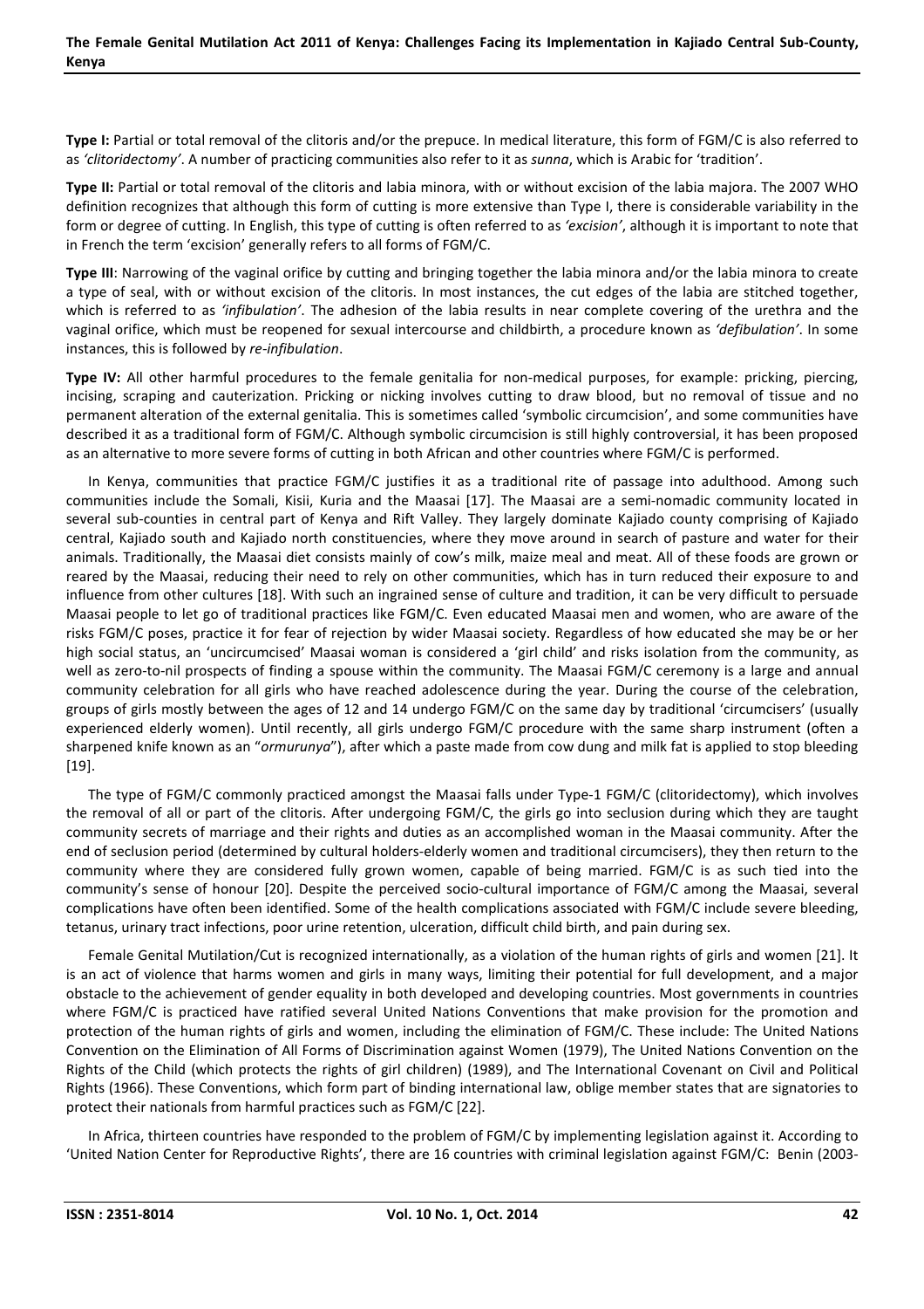**Type I:** Partial or total removal of the clitoris and/or the prepuce. In medical literature, this form of FGM/C is also referred to as *'clitoridectomy'*. A number of practicing communities also refer to it as *sunna*, which is Arabic for 'tradition'.

**Type II:** Partial or total removal of the clitoris and labia minora, with or without excision of the labia majora. The 2007 WHO definition recognizes that although this form of cutting is more extensive than Type I, there is considerable variability in the form or degree of cutting. In English, this type of cutting is often referred to as *'excision'*, although it is important to note that in French the term 'excision' generally refers to all forms of FGM/C.

**Type III**: Narrowing of the vaginal orifice by cutting and bringing together the labia minora and/or the labia minora to create a type of seal, with or without excision of the clitoris. In most instances, the cut edges of the labia are stitched together, which is referred to as *'infibulation'*. The adhesion of the labia results in near complete covering of the urethra and the vaginal orifice, which must be reopened for sexual intercourse and childbirth, a procedure known as *'defibulation'*. In some instances, this is followed by *re-infibulation*.

**Type IV:** All other harmful procedures to the female genitalia for non-medical purposes, for example: pricking, piercing, incising, scraping and cauterization. Pricking or nicking involves cutting to draw blood, but no removal of tissue and no permanent alteration of the external genitalia. This is sometimes called 'symbolic circumcision', and some communities have described it as a traditional form of FGM/C. Although symbolic circumcision is still highly controversial, it has been proposed as an alternative to more severe forms of cutting in both African and other countries where FGM/C is performed.

In Kenya, communities that practice FGM/C justifies it as a traditional rite of passage into adulthood. Among such communities include the Somali, Kisii, Kuria and the Maasai [17]. The Maasai are a semi-nomadic community located in several sub-counties in central part of Kenya and Rift Valley. They largely dominate Kajiado county comprising of Kajiado central, Kajiado south and Kajiado north constituencies, where they move around in search of pasture and water for their animals. Traditionally, the Maasai diet consists mainly of cow's milk, maize meal and meat. All of these foods are grown or reared by the Maasai, reducing their need to rely on other communities, which has in turn reduced their exposure to and influence from other cultures [18]. With such an ingrained sense of culture and tradition, it can be very difficult to persuade Maasai people to let go of traditional practices like FGM/C. Even educated Maasai men and women, who are aware of the risks FGM/C poses, practice it for fear of rejection by wider Maasai society. Regardless of how educated she may be or her high social status, an 'uncircumcised' Maasai woman is considered a 'girl child' and risks isolation from the community, as well as zero-to-nil prospects of finding a spouse within the community. The Maasai FGM/C ceremony is a large and annual community celebration for all girls who have reached adolescence during the year. During the course of the celebration, groups of girls mostly between the ages of 12 and 14 undergo FGM/C on the same day by traditional 'circumcisers' (usually experienced elderly women). Until recently, all girls undergo FGM/C procedure with the same sharp instrument (often a sharpened knife known as an "*ormurunya*"), after which a paste made from cow dung and milk fat is applied to stop bleeding [19].

The type of FGM/C commonly practiced amongst the Maasai falls under Type-1 FGM/C (clitoridectomy), which involves the removal of all or part of the clitoris. After undergoing FGM/C, the girls go into seclusion during which they are taught community secrets of marriage and their rights and duties as an accomplished woman in the Maasai community. After the end of seclusion period (determined by cultural holders-elderly women and traditional circumcisers), they then return to the community where they are considered fully grown women, capable of being married. FGM/C is as such tied into the community's sense of honour [20]. Despite the perceived socio-cultural importance of FGM/C among the Maasai, several complications have often been identified. Some of the health complications associated with FGM/C include severe bleeding, tetanus, urinary tract infections, poor urine retention, ulceration, difficult child birth, and pain during sex.

Female Genital Mutilation/Cut is recognized internationally, as a violation of the human rights of girls and women [21]. It is an act of violence that harms women and girls in many ways, limiting their potential for full development, and a major obstacle to the achievement of gender equality in both developed and developing countries. Most governments in countries where FGM/C is practiced have ratified several United Nations Conventions that make provision for the promotion and protection of the human rights of girls and women, including the elimination of FGM/C. These include: The United Nations Convention on the Elimination of All Forms of Discrimination against Women (1979), The United Nations Convention on the Rights of the Child (which protects the rights of girl children) (1989), and The International Covenant on Civil and Political Rights (1966). These Conventions, which form part of binding international law, oblige member states that are signatories to protect their nationals from harmful practices such as FGM/C [22].

In Africa, thirteen countries have responded to the problem of FGM/C by implementing legislation against it. According to 'United Nation Center for Reproductive Rights', there are 16 countries with criminal legislation against FGM/C: Benin (2003-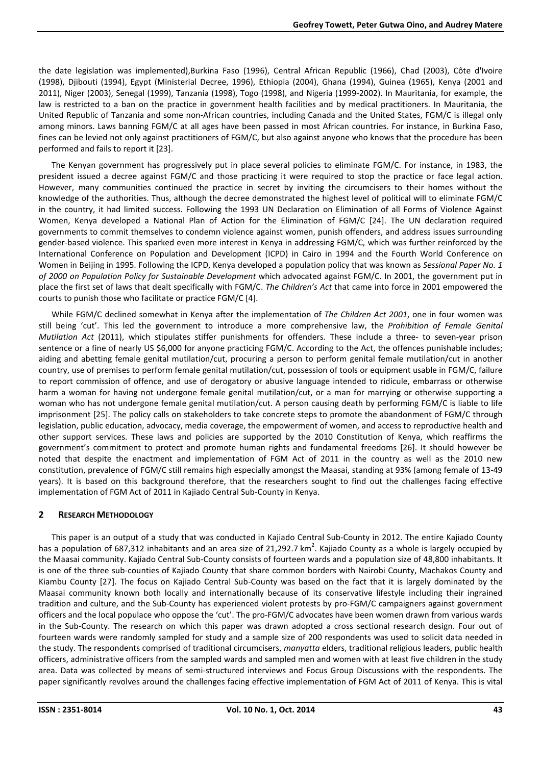the date legislation was implemented),Burkina Faso (1996), Central African Republic (1966), Chad (2003), Côte d'Ivoire (1998), Djibouti (1994), Egypt (Ministerial Decree, 1996), Ethiopia (2004), Ghana (1994), Guinea (1965), Kenya (2001 and 2011), Niger (2003), Senegal (1999), Tanzania (1998), Togo (1998), and Nigeria (1999-2002). In Mauritania, for example, the law is restricted to a ban on the practice in government health facilities and by medical practitioners. In Mauritania, the United Republic of Tanzania and some non-African countries, including Canada and the United States, FGM/C is illegal only among minors. Laws banning FGM/C at all ages have been passed in most African countries. For instance, in Burkina Faso, fines can be levied not only against practitioners of FGM/C, but also against anyone who knows that the procedure has been performed and fails to report it [23].

The Kenyan government has progressively put in place several policies to eliminate FGM/C. For instance, in 1983, the president issued a decree against FGM/C and those practicing it were required to stop the practice or face legal action. However, many communities continued the practice in secret by inviting the circumcisers to their homes without the knowledge of the authorities. Thus, although the decree demonstrated the highest level of political will to eliminate FGM/C in the country, it had limited success. Following the 1993 UN Declaration on Elimination of all Forms of Violence Against Women, Kenya developed a National Plan of Action for the Elimination of FGM/C [24]. The UN declaration required governments to commit themselves to condemn violence against women, punish offenders, and address issues surrounding gender-based violence. This sparked even more interest in Kenya in addressing FGM/C, which was further reinforced by the International Conference on Population and Development (ICPD) in Cairo in 1994 and the Fourth World Conference on Women in Beijing in 1995. Following the ICPD, Kenya developed a population policy that was known as *Sessional Paper No. 1 of 2000 on Population Policy for Sustainable Development* which advocated against FGM/C. In 2001, the government put in place the first set of laws that dealt specifically with FGM/C. *The Children's Act* that came into force in 2001 empowered the courts to punish those who facilitate or practice FGM/C [4].

While FGM/C declined somewhat in Kenya after the implementation of *The Children Act 2001*, one in four women was still being 'cut'. This led the government to introduce a more comprehensive law, the *Prohibition of Female Genital Mutilation Act* (2011), which stipulates stiffer punishments for offenders. These include a three- to seven-year prison sentence or a fine of nearly US $6,000 for anyone practicing FGM/C. According to the Act, the offences punishable includes; aiding and abetting female genital mutilation/cut, procuring a person to perform genital female mutilation/cut in another country, use of premises to perform female genital mutilation/cut, possession of tools or equipment usable in FGM/C, failure to report commission of offence, and use of derogatory or abusive language intended to ridicule, embarrass or otherwise harm a woman for having not undergone female genital mutilation/cut, or a man for marrying or otherwise supporting a woman who has not undergone female genital mutilation/cut. A person causing death by performing FGM/C is liable to life imprisonment [25]. The policy calls on stakeholders to take concrete steps to promote the abandonment of FGM/C through legislation, public education, advocacy, media coverage, the empowerment of women, and access to reproductive health and other support services. These laws and policies are supported by the 2010 Constitution of Kenya, which reaffirms the government's commitment to protect and promote human rights and fundamental freedoms [26]. It should however be noted that despite the enactment and implementation of FGM Act of 2011 in the country as well as the 2010 new constitution, prevalence of FGM/C still remains high especially amongst the Maasai, standing at 93% (among female of 13-49 years). It is based on this background therefore, that the researchers sought to find out the challenges facing effective implementation of FGM Act of 2011 in Kajiado Central Sub-County in Kenya.

## 2 Research Methodology

This paper is an output of a study that was conducted in Kajiado Central Sub-County in 2012. The entire Kajiado County has a population of 687,312 inhabitants and an area size of 21,292.7 km$^2$. Kajiado County as a whole is largely occupied by the Maasai community. Kajiado Central Sub-County consists of fourteen wards and a population size of 48,800 inhabitants. It is one of the three sub-counties of Kajiado County that share common borders with Nairobi County, Machakos County and Kiambu County [27]. The focus on Kajiado Central Sub-County was based on the fact that it is largely dominated by the Maasai community known both locally and internationally because of its conservative lifestyle including their ingrained tradition and culture, and the Sub-County has experienced violent protests by pro-FGM/C campaigners against government officers and the local populace who oppose the 'cut'. The pro-FGM/C advocates have been women drawn from various wards in the Sub-County. The research on which this paper was drawn adopted a cross sectional research design. Four out of fourteen wards were randomly sampled for study and a sample size of 200 respondents was used to solicit data needed in the study. The respondents comprised of traditional circumcisers, *manyatta* elders, traditional religious leaders, public health officers, administrative officers from the sampled wards and sampled men and women with at least five children in the study area. Data was collected by means of semi-structured interviews and Focus Group Discussions with the respondents. The paper significantly revolves around the challenges facing effective implementation of FGM Act of 2011 of Kenya. This is vital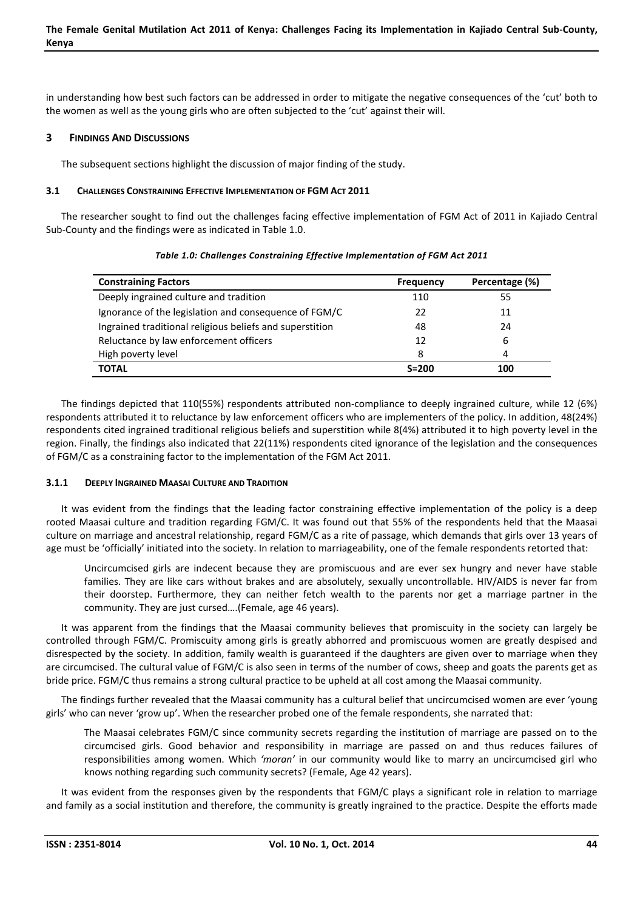in understanding how best such factors can be addressed in order to mitigate the negative consequences of the 'cut' both to the women as well as the young girls who are often subjected to the 'cut' against their will.

## 3 Findings And Discussions

The subsequent sections highlight the discussion of major finding of the study.

### 3.1 Challenges Constraining Effective Implementation of FGM Act 2011

The researcher sought to find out the challenges facing effective implementation of FGM Act of 2011 in Kajiado Central Sub-County and the findings were as indicated in Table 1.0.

*Table 1.0: Challenges Constraining Effective Implementation of FGM Act 2011*

| Constraining Factors | Frequency | Percentage (%) |
|---|---|---|
| Deeply ingrained culture and tradition | 110 | 55 |
| Ignorance of the legislation and consequence of FGM/C | 22 | 11 |
| Ingrained traditional religious beliefs and superstition | 48 | 24 |
| Reluctance by law enforcement officers | 12 | 6 |
| High poverty level | 8 | 4 |
| **TOTAL** | **S=200** | **100** |

The findings depicted that 110(55%) respondents attributed non-compliance to deeply ingrained culture, while 12 (6%) respondents attributed it to reluctance by law enforcement officers who are implementers of the policy. In addition, 48(24%) respondents cited ingrained traditional religious beliefs and superstition while 8(4%) attributed it to high poverty level in the region. Finally, the findings also indicated that 22(11%) respondents cited ignorance of the legislation and the consequences of FGM/C as a constraining factor to the implementation of the FGM Act 2011.

#### 3.1.1 Deeply Ingrained Maasai Culture and Tradition

It was evident from the findings that the leading factor constraining effective implementation of the policy is a deep rooted Maasai culture and tradition regarding FGM/C. It was found out that 55% of the respondents held that the Maasai culture on marriage and ancestral relationship, regard FGM/C as a rite of passage, which demands that girls over 13 years of age must be 'officially' initiated into the society. In relation to marriageability, one of the female respondents retorted that:

> Uncircumcised girls are indecent because they are promiscuous and are ever sex hungry and never have stable families. They are like cars without brakes and are absolutely, sexually uncontrollable. HIV/AIDS is never far from their doorstep. Furthermore, they can neither fetch wealth to the parents nor get a marriage partner in the community. They are just cursed….(Female, age 46 years).

It was apparent from the findings that the Maasai community believes that promiscuity in the society can largely be controlled through FGM/C. Promiscuity among girls is greatly abhorred and promiscuous women are greatly despised and disrespected by the society. In addition, family wealth is guaranteed if the daughters are given over to marriage when they are circumcised. The cultural value of FGM/C is also seen in terms of the number of cows, sheep and goats the parents get as bride price. FGM/C thus remains a strong cultural practice to be upheld at all cost among the Maasai community.

The findings further revealed that the Maasai community has a cultural belief that uncircumcised women are ever 'young girls' who can never 'grow up'. When the researcher probed one of the female respondents, she narrated that:

> The Maasai celebrates FGM/C since community secrets regarding the institution of marriage are passed on to the circumcised girls. Good behavior and responsibility in marriage are passed on and thus reduces failures of responsibilities among women. Which *'moran'* in our community would like to marry an uncircumcised girl who knows nothing regarding such community secrets? (Female, Age 42 years).

It was evident from the responses given by the respondents that FGM/C plays a significant role in relation to marriage and family as a social institution and therefore, the community is greatly ingrained to the practice. Despite the efforts made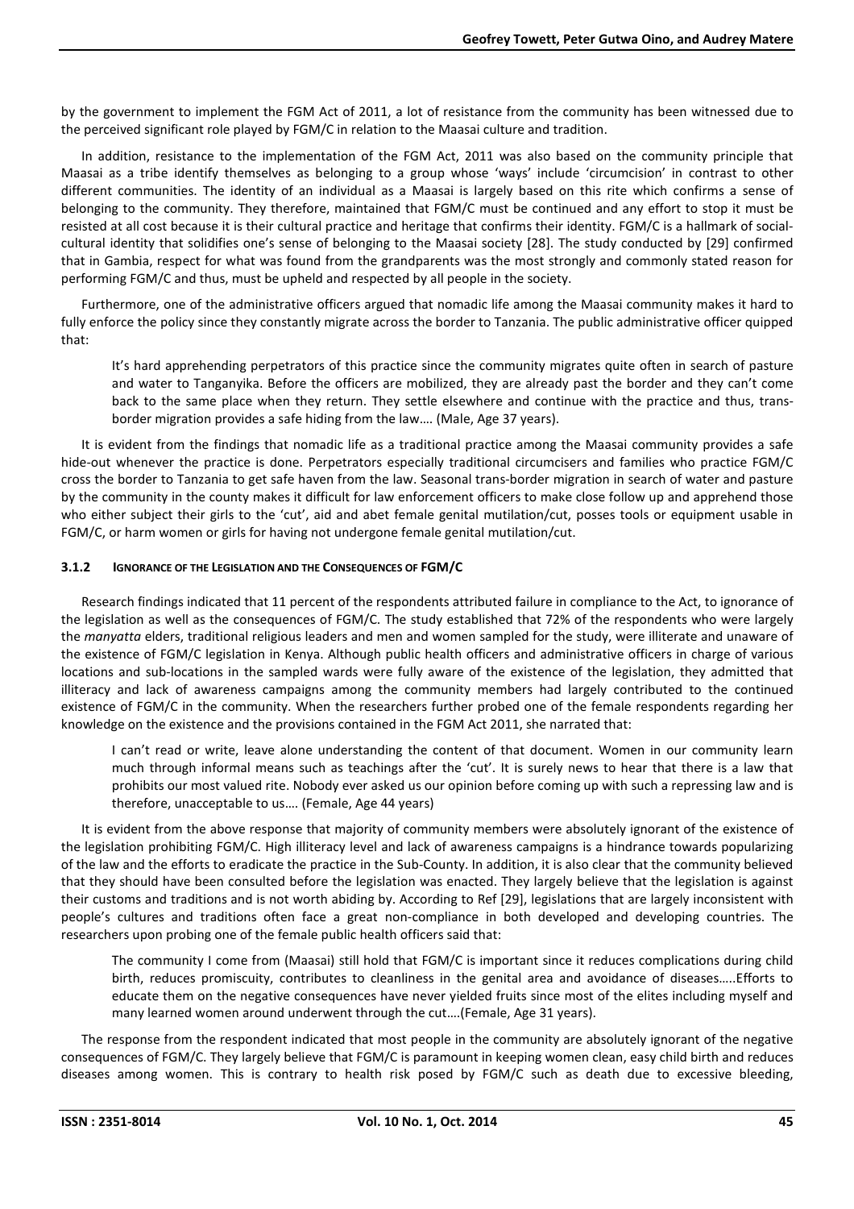by the government to implement the FGM Act of 2011, a lot of resistance from the community has been witnessed due to the perceived significant role played by FGM/C in relation to the Maasai culture and tradition.

In addition, resistance to the implementation of the FGM Act, 2011 was also based on the community principle that Maasai as a tribe identify themselves as belonging to a group whose 'ways' include 'circumcision' in contrast to other different communities. The identity of an individual as a Maasai is largely based on this rite which confirms a sense of belonging to the community. They therefore, maintained that FGM/C must be continued and any effort to stop it must be resisted at all cost because it is their cultural practice and heritage that confirms their identity. FGM/C is a hallmark of social-cultural identity that solidifies one's sense of belonging to the Maasai society [28]. The study conducted by [29] confirmed that in Gambia, respect for what was found from the grandparents was the most strongly and commonly stated reason for performing FGM/C and thus, must be upheld and respected by all people in the society.

Furthermore, one of the administrative officers argued that nomadic life among the Maasai community makes it hard to fully enforce the policy since they constantly migrate across the border to Tanzania. The public administrative officer quipped that:

> It's hard apprehending perpetrators of this practice since the community migrates quite often in search of pasture and water to Tanganyika. Before the officers are mobilized, they are already past the border and they can't come back to the same place when they return. They settle elsewhere and continue with the practice and thus, trans-border migration provides a safe hiding from the law…. (Male, Age 37 years).

It is evident from the findings that nomadic life as a traditional practice among the Maasai community provides a safe hide-out whenever the practice is done. Perpetrators especially traditional circumcisers and families who practice FGM/C cross the border to Tanzania to get safe haven from the law. Seasonal trans-border migration in search of water and pasture by the community in the county makes it difficult for law enforcement officers to make close follow up and apprehend those who either subject their girls to the 'cut', aid and abet female genital mutilation/cut, posses tools or equipment usable in FGM/C, or harm women or girls for having not undergone female genital mutilation/cut.

### 3.1.2 Ignorance of the Legislation and the Consequences of FGM/C

Research findings indicated that 11 percent of the respondents attributed failure in compliance to the Act, to ignorance of the legislation as well as the consequences of FGM/C. The study established that 72% of the respondents who were largely the *manyatta* elders, traditional religious leaders and men and women sampled for the study, were illiterate and unaware of the existence of FGM/C legislation in Kenya. Although public health officers and administrative officers in charge of various locations and sub-locations in the sampled wards were fully aware of the existence of the legislation, they admitted that illiteracy and lack of awareness campaigns among the community members had largely contributed to the continued existence of FGM/C in the community. When the researchers further probed one of the female respondents regarding her knowledge on the existence and the provisions contained in the FGM Act 2011, she narrated that:

> I can't read or write, leave alone understanding the content of that document. Women in our community learn much through informal means such as teachings after the 'cut'. It is surely news to hear that there is a law that prohibits our most valued rite. Nobody ever asked us our opinion before coming up with such a repressing law and is therefore, unacceptable to us…. (Female, Age 44 years)

It is evident from the above response that majority of community members were absolutely ignorant of the existence of the legislation prohibiting FGM/C. High illiteracy level and lack of awareness campaigns is a hindrance towards popularizing of the law and the efforts to eradicate the practice in the Sub-County. In addition, it is also clear that the community believed that they should have been consulted before the legislation was enacted. They largely believe that the legislation is against their customs and traditions and is not worth abiding by. According to Ref [29], legislations that are largely inconsistent with people's cultures and traditions often face a great non-compliance in both developed and developing countries. The researchers upon probing one of the female public health officers said that:

> The community I come from (Maasai) still hold that FGM/C is important since it reduces complications during child birth, reduces promiscuity, contributes to cleanliness in the genital area and avoidance of diseases…..Efforts to educate them on the negative consequences have never yielded fruits since most of the elites including myself and many learned women around underwent through the cut….(Female, Age 31 years).

The response from the respondent indicated that most people in the community are absolutely ignorant of the negative consequences of FGM/C. They largely believe that FGM/C is paramount in keeping women clean, easy child birth and reduces diseases among women. This is contrary to health risk posed by FGM/C such as death due to excessive bleeding,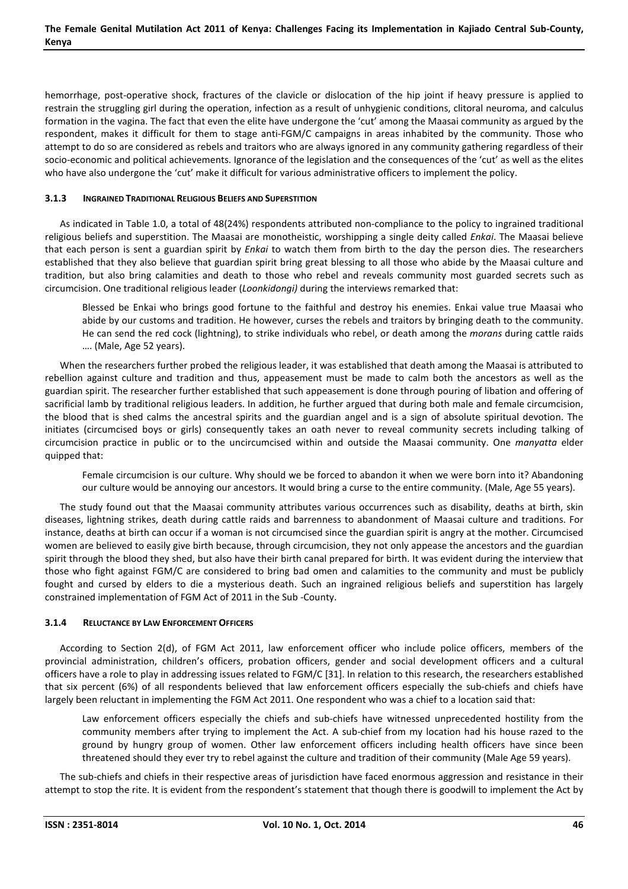hemorrhage, post-operative shock, fractures of the clavicle or dislocation of the hip joint if heavy pressure is applied to restrain the struggling girl during the operation, infection as a result of unhygienic conditions, clitoral neuroma, and calculus formation in the vagina. The fact that even the elite have undergone the 'cut' among the Maasai community as argued by the respondent, makes it difficult for them to stage anti-FGM/C campaigns in areas inhabited by the community. Those who attempt to do so are considered as rebels and traitors who are always ignored in any community gathering regardless of their socio-economic and political achievements. Ignorance of the legislation and the consequences of the 'cut' as well as the elites who have also undergone the 'cut' make it difficult for various administrative officers to implement the policy.

### 3.1.3 Ingrained Traditional Religious Beliefs and Superstition

As indicated in Table 1.0, a total of 48(24%) respondents attributed non-compliance to the policy to ingrained traditional religious beliefs and superstition. The Maasai are monotheistic, worshipping a single deity called *Enkai*. The Maasai believe that each person is sent a guardian spirit by *Enkai* to watch them from birth to the day the person dies. The researchers established that they also believe that guardian spirit bring great blessing to all those who abide by the Maasai culture and tradition, but also bring calamities and death to those who rebel and reveals community most guarded secrets such as circumcision. One traditional religious leader (*Loonkidongi)* during the interviews remarked that:

> Blessed be Enkai who brings good fortune to the faithful and destroy his enemies. Enkai value true Maasai who abide by our customs and tradition. He however, curses the rebels and traitors by bringing death to the community. He can send the red cock (lightning), to strike individuals who rebel, or death among the *morans* during cattle raids …. (Male, Age 52 years).

When the researchers further probed the religious leader, it was established that death among the Maasai is attributed to rebellion against culture and tradition and thus, appeasement must be made to calm both the ancestors as well as the guardian spirit. The researcher further established that such appeasement is done through pouring of libation and offering of sacrificial lamb by traditional religious leaders. In addition, he further argued that during both male and female circumcision, the blood that is shed calms the ancestral spirits and the guardian angel and is a sign of absolute spiritual devotion. The initiates (circumcised boys or girls) consequently takes an oath never to reveal community secrets including talking of circumcision practice in public or to the uncircumcised within and outside the Maasai community. One *manyatta* elder quipped that:

> Female circumcision is our culture. Why should we be forced to abandon it when we were born into it? Abandoning our culture would be annoying our ancestors. It would bring a curse to the entire community. (Male, Age 55 years).

The study found out that the Maasai community attributes various occurrences such as disability, deaths at birth, skin diseases, lightning strikes, death during cattle raids and barrenness to abandonment of Maasai culture and traditions. For instance, deaths at birth can occur if a woman is not circumcised since the guardian spirit is angry at the mother. Circumcised women are believed to easily give birth because, through circumcision, they not only appease the ancestors and the guardian spirit through the blood they shed, but also have their birth canal prepared for birth. It was evident during the interview that those who fight against FGM/C are considered to bring bad omen and calamities to the community and must be publicly fought and cursed by elders to die a mysterious death. Such an ingrained religious beliefs and superstition has largely constrained implementation of FGM Act of 2011 in the Sub -County.

### 3.1.4 Reluctance by Law Enforcement Officers

According to Section 2(d), of FGM Act 2011, law enforcement officer who include police officers, members of the provincial administration, children's officers, probation officers, gender and social development officers and a cultural officers have a role to play in addressing issues related to FGM/C [31]. In relation to this research, the researchers established that six percent (6%) of all respondents believed that law enforcement officers especially the sub-chiefs and chiefs have largely been reluctant in implementing the FGM Act 2011. One respondent who was a chief to a location said that:

> Law enforcement officers especially the chiefs and sub-chiefs have witnessed unprecedented hostility from the community members after trying to implement the Act. A sub-chief from my location had his house razed to the ground by hungry group of women. Other law enforcement officers including health officers have since been threatened should they ever try to rebel against the culture and tradition of their community (Male Age 59 years).

The sub-chiefs and chiefs in their respective areas of jurisdiction have faced enormous aggression and resistance in their attempt to stop the rite. It is evident from the respondent's statement that though there is goodwill to implement the Act by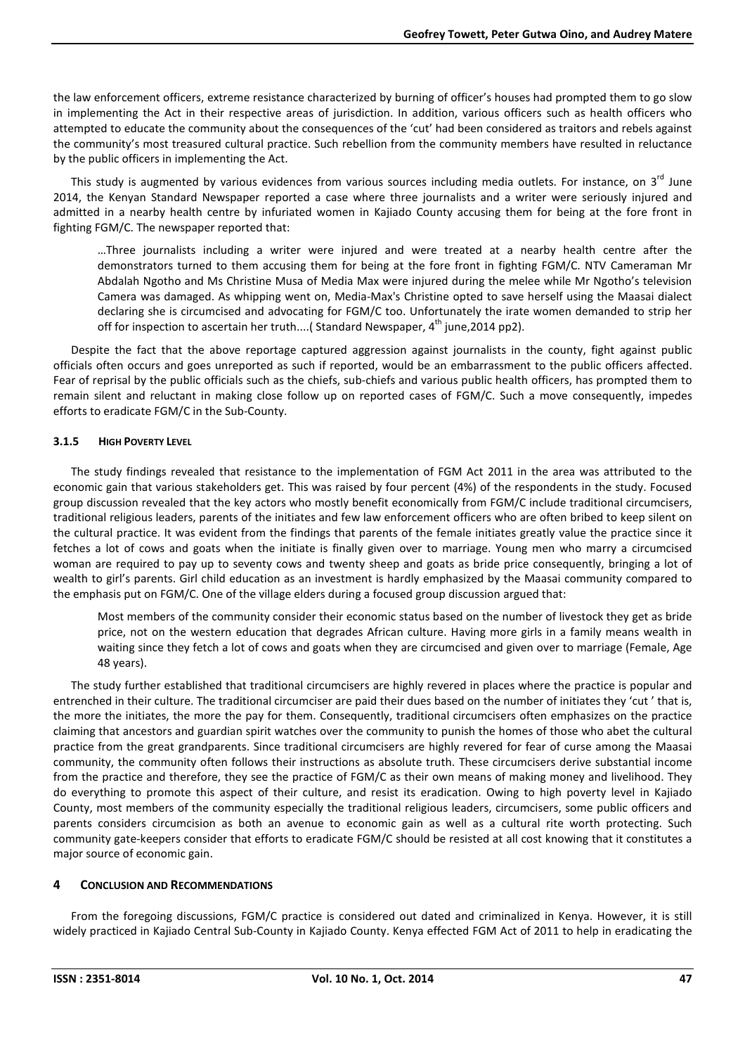the law enforcement officers, extreme resistance characterized by burning of officer's houses had prompted them to go slow in implementing the Act in their respective areas of jurisdiction. In addition, various officers such as health officers who attempted to educate the community about the consequences of the 'cut' had been considered as traitors and rebels against the community's most treasured cultural practice. Such rebellion from the community members have resulted in reluctance by the public officers in implementing the Act.

This study is augmented by various evidences from various sources including media outlets. For instance, on 3rd June 2014, the Kenyan Standard Newspaper reported a case where three journalists and a writer were seriously injured and admitted in a nearby health centre by infuriated women in Kajiado County accusing them for being at the fore front in fighting FGM/C. The newspaper reported that:

> …Three journalists including a writer were injured and were treated at a nearby health centre after the demonstrators turned to them accusing them for being at the fore front in fighting FGM/C. NTV Cameraman Mr Abdalah Ngotho and Ms Christine Musa of Media Max were injured during the melee while Mr Ngotho's television Camera was damaged. As whipping went on, Media-Max's Christine opted to save herself using the Maasai dialect declaring she is circumcised and advocating for FGM/C too. Unfortunately the irate women demanded to strip her off for inspection to ascertain her truth....( Standard Newspaper, 4th june,2014 pp2).

Despite the fact that the above reportage captured aggression against journalists in the county, fight against public officials often occurs and goes unreported as such if reported, would be an embarrassment to the public officers affected. Fear of reprisal by the public officials such as the chiefs, sub-chiefs and various public health officers, has prompted them to remain silent and reluctant in making close follow up on reported cases of FGM/C. Such a move consequently, impedes efforts to eradicate FGM/C in the Sub-County.

### 3.1.5 High Poverty Level

The study findings revealed that resistance to the implementation of FGM Act 2011 in the area was attributed to the economic gain that various stakeholders get. This was raised by four percent (4%) of the respondents in the study. Focused group discussion revealed that the key actors who mostly benefit economically from FGM/C include traditional circumcisers, traditional religious leaders, parents of the initiates and few law enforcement officers who are often bribed to keep silent on the cultural practice. It was evident from the findings that parents of the female initiates greatly value the practice since it fetches a lot of cows and goats when the initiate is finally given over to marriage. Young men who marry a circumcised woman are required to pay up to seventy cows and twenty sheep and goats as bride price consequently, bringing a lot of wealth to girl's parents. Girl child education as an investment is hardly emphasized by the Maasai community compared to the emphasis put on FGM/C. One of the village elders during a focused group discussion argued that:

> Most members of the community consider their economic status based on the number of livestock they get as bride price, not on the western education that degrades African culture. Having more girls in a family means wealth in waiting since they fetch a lot of cows and goats when they are circumcised and given over to marriage (Female, Age 48 years).

The study further established that traditional circumcisers are highly revered in places where the practice is popular and entrenched in their culture. The traditional circumciser are paid their dues based on the number of initiates they 'cut ' that is, the more the initiates, the more the pay for them. Consequently, traditional circumcisers often emphasizes on the practice claiming that ancestors and guardian spirit watches over the community to punish the homes of those who abet the cultural practice from the great grandparents. Since traditional circumcisers are highly revered for fear of curse among the Maasai community, the community often follows their instructions as absolute truth. These circumcisers derive substantial income from the practice and therefore, they see the practice of FGM/C as their own means of making money and livelihood. They do everything to promote this aspect of their culture, and resist its eradication. Owing to high poverty level in Kajiado County, most members of the community especially the traditional religious leaders, circumcisers, some public officers and parents considers circumcision as both an avenue to economic gain as well as a cultural rite worth protecting. Such community gate-keepers consider that efforts to eradicate FGM/C should be resisted at all cost knowing that it constitutes a major source of economic gain.

## 4 Conclusion and Recommendations

From the foregoing discussions, FGM/C practice is considered out dated and criminalized in Kenya. However, it is still widely practiced in Kajiado Central Sub-County in Kajiado County. Kenya effected FGM Act of 2011 to help in eradicating the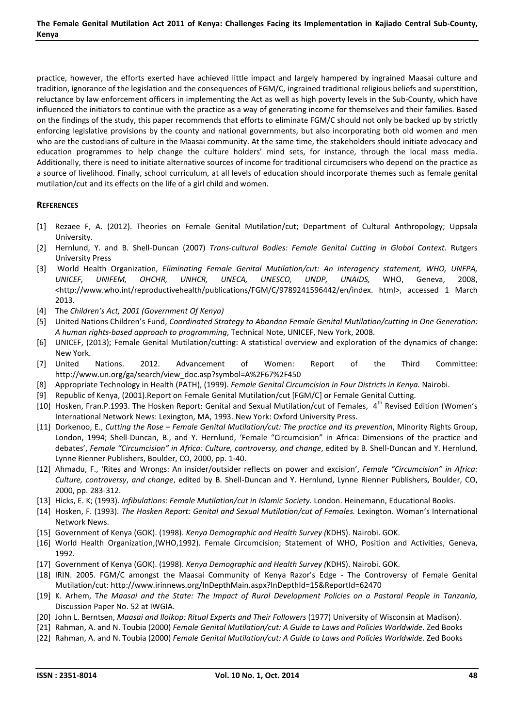practice, however, the efforts exerted have achieved little impact and largely hampered by ingrained Maasai culture and tradition, ignorance of the legislation and the consequences of FGM/C, ingrained traditional religious beliefs and superstition, reluctance by law enforcement officers in implementing the Act as well as high poverty levels in the Sub-County, which have influenced the initiators to continue with the practice as a way of generating income for themselves and their families. Based on the findings of the study, this paper recommends that efforts to eliminate FGM/C should not only be backed up by strictly enforcing legislative provisions by the county and national governments, but also incorporating both old women and men who are the custodians of culture in the Maasai community. At the same time, the stakeholders should initiate advocacy and education programmes to help change the culture holders' mind sets, for instance, through the local mass media. Additionally, there is need to initiate alternative sources of income for traditional circumcisers who depend on the practice as a source of livelihood. Finally, school curriculum, at all levels of education should incorporate themes such as female genital mutilation/cut and its effects on the life of a girl child and women.

## REFERENCES

[1] Rezaee F, A. (2012). Theories on Female Genital Mutilation/cut; Department of Cultural Anthropology; Uppsala University.

[2] Hernlund, Y. and B. Shell-Duncan (2007) *Trans-cultural Bodies: Female Genital Cutting in Global Context.* Rutgers University Press

[3] World Health Organization, *Eliminating Female Genital Mutilation/cut: An interagency statement, WHO, UNFPA, UNICEF, UNIFEM, OHCHR, UNHCR, UNECA, UNESCO, UNDP, UNAIDS,* WHO, Geneva, 2008, <http://www.who.int/reproductivehealth/publications/FGM/C/9789241596442/en/index. html>, accessed 1 March 2013.

[4] The *Children's Act, 2001 (Government Of Kenya)*

[5] United Nations Children's Fund, *Coordinated Strategy to Abandon Female Genital Mutilation/cutting in One Generation: A human rights-based approach to programming*, Technical Note, UNICEF, New York, 2008.

[6] UNICEF, (2013); Female Genital Mutilation/cutting: A statistical overview and exploration of the dynamics of change: New York.

[7] United Nations. 2012. Advancement of Women: Report of the Third Committee: http://www.un.org/ga/search/view_doc.asp?symbol=A%2F67%2F450

[8] Appropriate Technology in Health (PATH), (1999). *Female Genital Circumcision in Four Districts in Kenya.* Nairobi.

[9] Republic of Kenya, (2001).Report on Female Genital Mutilation/cut [FGM/C] or Female Genital Cutting.

[10] Hosken, Fran.P.1993. The Hosken Report: Genital and Sexual Mutilation/cut of Females, 4th Revised Edition (Women's International Network News: Lexington, MA, 1993. New York: Oxford University Press.

[11] Dorkenoo, E., *Cutting the Rose – Female Genital Mutilation/cut: The practice and its prevention*, Minority Rights Group, London, 1994; Shell-Duncan, B., and Y. Hernlund, 'Female "Circumcision" in Africa: Dimensions of the practice and debates', *Female "Circumcision" in Africa: Culture, controversy, and change*, edited by B. Shell-Duncan and Y. Hernlund, Lynne Rienner Publishers, Boulder, CO, 2000, pp. 1-40.

[12] Ahmadu, F., 'Rites and Wrongs: An insider/outsider reflects on power and excision', *Female "Circumcision" in Africa: Culture, controversy, and change*, edited by B. Shell-Duncan and Y. Hernlund, Lynne Rienner Publishers, Boulder, CO, 2000, pp. 283-312.

[13] Hicks, E. K; (1993). *Infibulations: Female Mutilation/cut in Islamic Society.* London. Heinemann, Educational Books.

[14] Hosken, F. (1993). *The Hosken Report: Genital and Sexual Mutilation/cut of Females.* Lexington. Woman's International Network News.

[15] Government of Kenya (GOK). (1998). *Kenya Demographic and Health Survey (*KDHS). Nairobi. GOK.

[16] World Health Organization,(WHO,1992). Female Circumcision; Statement of WHO, Position and Activities, Geneva, 1992.

[17] Government of Kenya (GOK). (1998). *Kenya Demographic and Health Survey (*KDHS). Nairobi. GOK.

[18] IRIN. 2005. FGM/C amongst the Maasai Community of Kenya Razor's Edge - The Controversy of Female Genital Mutilation/cut: http://www.irinnews.org/InDepthMain.aspx?InDepthId=15&ReportId=62470

[19] K. Arhem, T*he Maasai and the State: The Impact of Rural Development Policies on a Pastoral People in Tanzania,* Discussion Paper No. 52 at IWGIA.

[20] John L. Berntsen, *Maasai and lloikop: Ritual Experts and Their Followers* (1977) University of Wisconsin at Madison).

[21] Rahman, A. and N. Toubia (2000) *Female Genital Mutilation/cut: A Guide to Laws and Policies Worldwide.* Zed Books

[22] Rahman, A. and N. Toubia (2000) *Female Genital Mutilation/cut: A Guide to Laws and Policies Worldwide.* Zed Books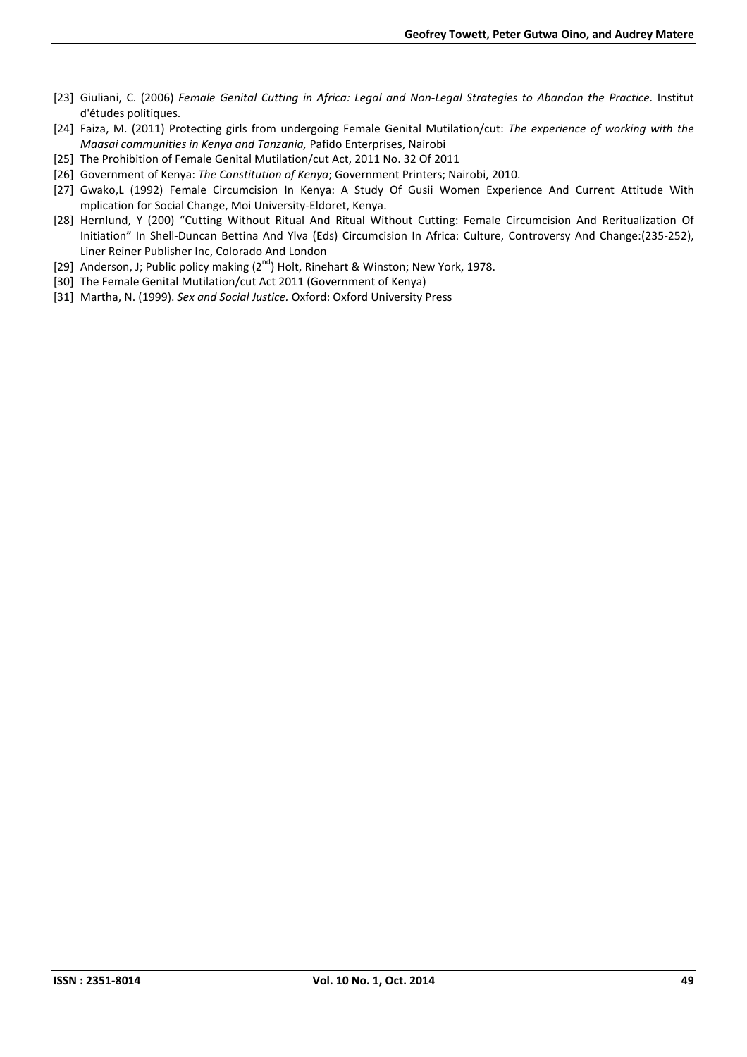[23] Giuliani, C. (2006) *Female Genital Cutting in Africa: Legal and Non-Legal Strategies to Abandon the Practice.* Institut d'études politiques.

[24] Faiza, M. (2011) Protecting girls from undergoing Female Genital Mutilation/cut: *The experience of working with the Maasai communities in Kenya and Tanzania,* Pafido Enterprises, Nairobi

[25] The Prohibition of Female Genital Mutilation/cut Act, 2011 No. 32 Of 2011

[26] Government of Kenya: *The Constitution of Kenya*; Government Printers; Nairobi, 2010.

[27] Gwako,L (1992) Female Circumcision In Kenya: A Study Of Gusii Women Experience And Current Attitude With mplication for Social Change, Moi University-Eldoret, Kenya.

[28] Hernlund, Y (200) "Cutting Without Ritual And Ritual Without Cutting: Female Circumcision And Reritualization Of Initiation" In Shell-Duncan Bettina And Ylva (Eds) Circumcision In Africa: Culture, Controversy And Change:(235-252), Liner Reiner Publisher Inc, Colorado And London

[29] Anderson, J; Public policy making (2nd) Holt, Rinehart & Winston; New York, 1978.

[30] The Female Genital Mutilation/cut Act 2011 (Government of Kenya)

[31] Martha, N. (1999). *Sex and Social Justice.* Oxford: Oxford University Press